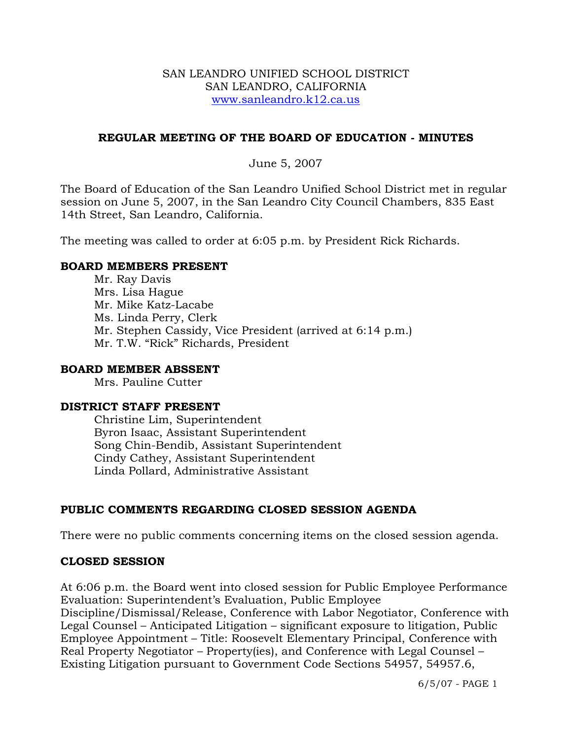SAN LEANDRO UNIFIED SCHOOL DISTRICT
SAN LEANDRO, CALIFORNIA
www.sanleandro.k12.ca.us

# REGULAR MEETING OF THE BOARD OF EDUCATION - MINUTES

June 5, 2007

The Board of Education of the San Leandro Unified School District met in regular session on June 5, 2007, in the San Leandro City Council Chambers, 835 East 14th Street, San Leandro, California.

The meeting was called to order at 6:05 p.m. by President Rick Richards.

## BOARD MEMBERS PRESENT

Mr. Ray Davis
Mrs. Lisa Hague
Mr. Mike Katz-Lacabe
Ms. Linda Perry, Clerk
Mr. Stephen Cassidy, Vice President (arrived at 6:14 p.m.)
Mr. T.W. "Rick" Richards, President

## BOARD MEMBER ABSSENT

Mrs. Pauline Cutter

## DISTRICT STAFF PRESENT

Christine Lim, Superintendent
Byron Isaac, Assistant Superintendent
Song Chin-Bendib, Assistant Superintendent
Cindy Cathey, Assistant Superintendent
Linda Pollard, Administrative Assistant

## PUBLIC COMMENTS REGARDING CLOSED SESSION AGENDA

There were no public comments concerning items on the closed session agenda.

## CLOSED SESSION

At 6:06 p.m. the Board went into closed session for Public Employee Performance Evaluation: Superintendent's Evaluation, Public Employee Discipline/Dismissal/Release, Conference with Labor Negotiator, Conference with Legal Counsel – Anticipated Litigation – significant exposure to litigation, Public Employee Appointment – Title: Roosevelt Elementary Principal, Conference with Real Property Negotiator – Property(ies), and Conference with Legal Counsel – Existing Litigation pursuant to Government Code Sections 54957, 54957.6,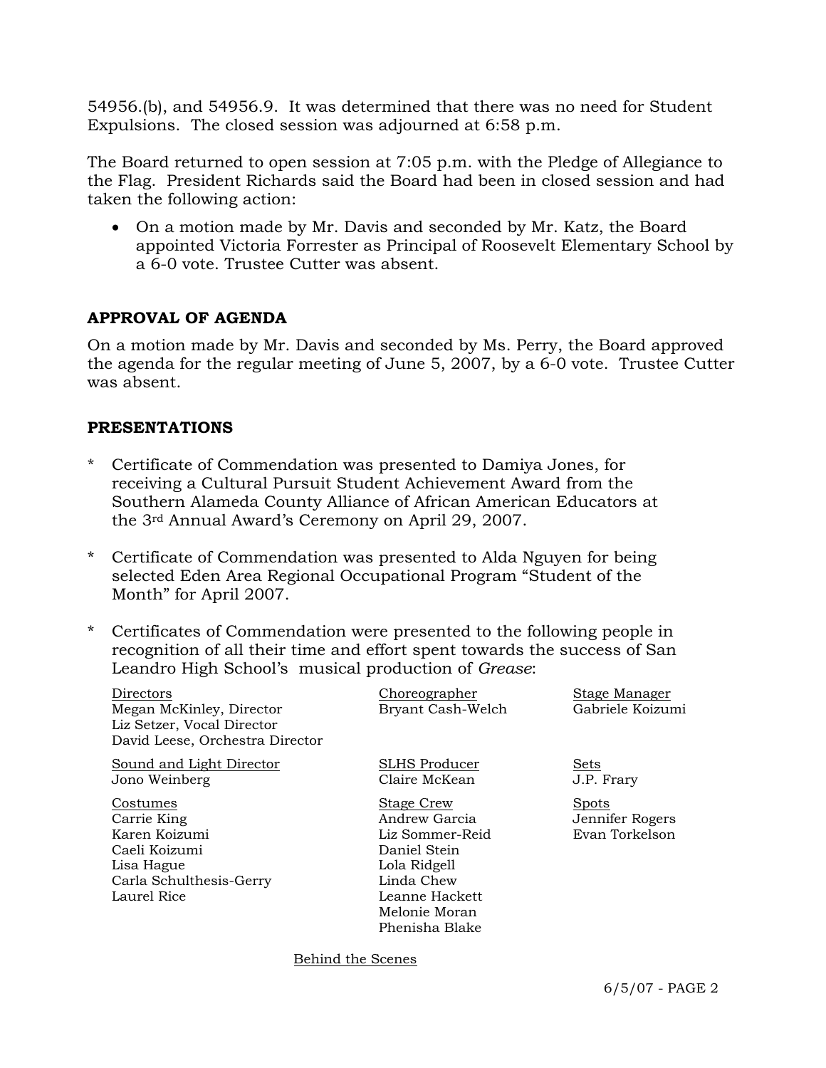54956.(b), and 54956.9. It was determined that there was no need for Student Expulsions. The closed session was adjourned at 6:58 p.m.

The Board returned to open session at 7:05 p.m. with the Pledge of Allegiance to the Flag. President Richards said the Board had been in closed session and had taken the following action:

- On a motion made by Mr. Davis and seconded by Mr. Katz, the Board appointed Victoria Forrester as Principal of Roosevelt Elementary School by a 6-0 vote. Trustee Cutter was absent.

## APPROVAL OF AGENDA

On a motion made by Mr. Davis and seconded by Ms. Perry, the Board approved the agenda for the regular meeting of June 5, 2007, by a 6-0 vote. Trustee Cutter was absent.

## PRESENTATIONS

* Certificate of Commendation was presented to Damiya Jones, for receiving a Cultural Pursuit Student Achievement Award from the Southern Alameda County Alliance of African American Educators at the 3rd Annual Award's Ceremony on April 29, 2007.

* Certificate of Commendation was presented to Alda Nguyen for being selected Eden Area Regional Occupational Program "Student of the Month" for April 2007.

* Certificates of Commendation were presented to the following people in recognition of all their time and effort spent towards the success of San Leandro High School's musical production of *Grease*:

Directors
Megan McKinley, Director
Liz Setzer, Vocal Director
David Leese, Orchestra Director

Choreographer
Bryant Cash-Welch

Stage Manager
Gabriele Koizumi

Sound and Light Director
Jono Weinberg

SLHS Producer
Claire McKean

Sets
J.P. Frary

Costumes
Carrie King
Karen Koizumi
Caeli Koizumi
Lisa Hague
Carla Schulthesis-Gerry
Laurel Rice

Stage Crew
Andrew Garcia
Liz Sommer-Reid
Daniel Stein
Lola Ridgell
Linda Chew
Leanne Hackett
Melonie Moran
Phenisha Blake

Spots
Jennifer Rogers
Evan Torkelson

Behind the Scenes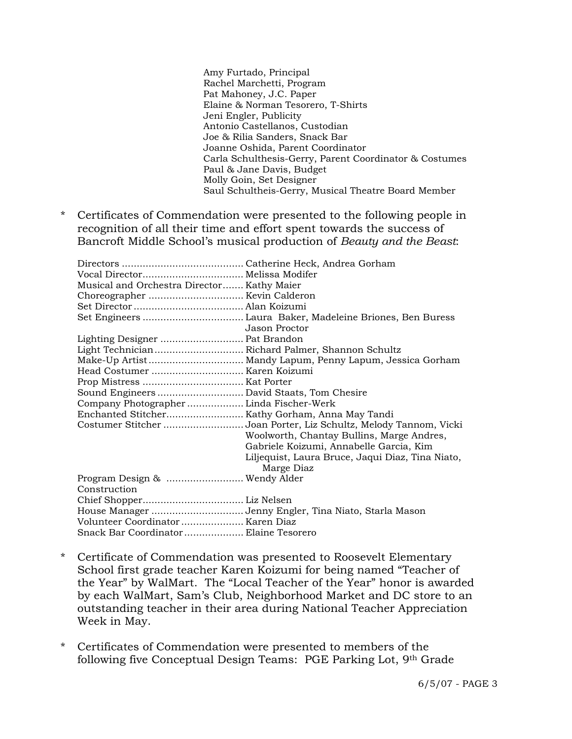Amy Furtado, Principal
Rachel Marchetti, Program
Pat Mahoney, J.C. Paper
Elaine & Norman Tesorero, T-Shirts
Jeni Engler, Publicity
Antonio Castellanos, Custodian
Joe & Rilia Sanders, Snack Bar
Joanne Oshida, Parent Coordinator
Carla Schulthesis-Gerry, Parent Coordinator & Costumes
Paul & Jane Davis, Budget
Molly Goin, Set Designer
Saul Schultheis-Gerry, Musical Theatre Board Member

* Certificates of Commendation were presented to the following people in recognition of all their time and effort spent towards the success of Bancroft Middle School's musical production of *Beauty and the Beast*:

| | |
|---|---|
| Directors | Catherine Heck, Andrea Gorham |
| Vocal Director | Melissa Modifer |
| Musical and Orchestra Director | Kathy Maier |
| Choreographer | Kevin Calderon |
| Set Director | Alan Koizumi |
| Set Engineers | Laura Baker, Madeleine Briones, Ben Buress Jason Proctor |
| Lighting Designer | Pat Brandon |
| Light Technician | Richard Palmer, Shannon Schultz |
| Make-Up Artist | Mandy Lapum, Penny Lapum, Jessica Gorham |
| Head Costumer | Karen Koizumi |
| Prop Mistress | Kat Porter |
| Sound Engineers | David Staats, Tom Chesire |
| Company Photographer | Linda Fischer-Werk |
| Enchanted Stitcher | Kathy Gorham, Anna May Tandi |
| Costumer Stitcher | Joan Porter, Liz Schultz, Melody Tannom, Vicki Woolworth, Chantay Bullins, Marge Andres, Gabriele Koizumi, Annabelle Garcia, Kim Liljequist, Laura Bruce, Jaqui Diaz, Tina Niato, Marge Diaz |
| Program Design & Construction | Wendy Alder |
| Chief Shopper | Liz Nelsen |
| House Manager | Jenny Engler, Tina Niato, Starla Mason |
| Volunteer Coordinator | Karen Diaz |
| Snack Bar Coordinator | Elaine Tesorero |

* Certificate of Commendation was presented to Roosevelt Elementary School first grade teacher Karen Koizumi for being named "Teacher of the Year" by WalMart. The "Local Teacher of the Year" honor is awarded by each WalMart, Sam's Club, Neighborhood Market and DC store to an outstanding teacher in their area during National Teacher Appreciation Week in May.

* Certificates of Commendation were presented to members of the following five Conceptual Design Teams: PGE Parking Lot, 9th Grade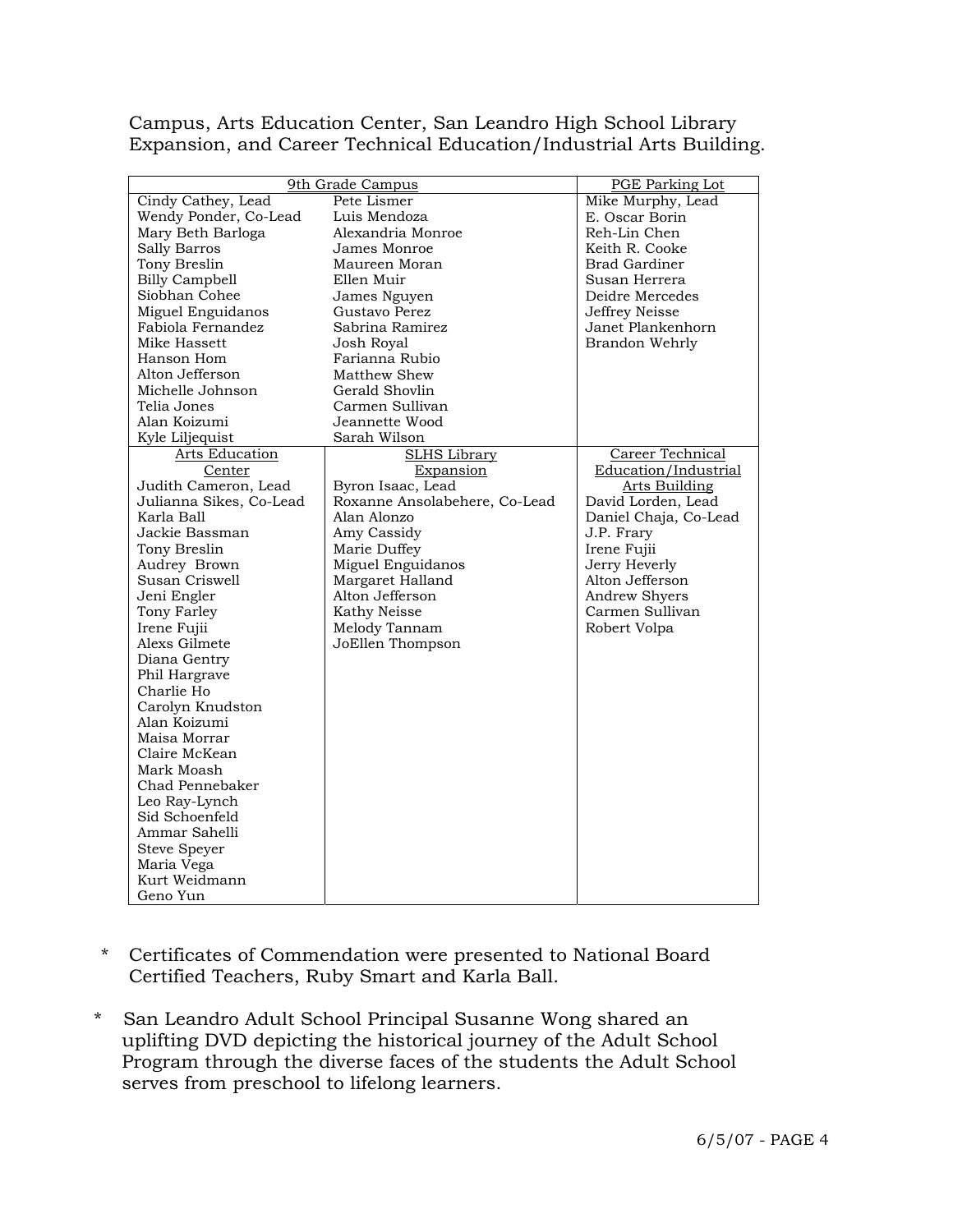Campus, Arts Education Center, San Leandro High School Library Expansion, and Career Technical Education/Industrial Arts Building.

| 9th Grade Campus | | PGE Parking Lot |
|---|---|---|
| Cindy Cathey, Lead | Pete Lismer | Mike Murphy, Lead |
| Wendy Ponder, Co-Lead | Luis Mendoza | E. Oscar Borin |
| Mary Beth Barloga | Alexandria Monroe | Reh-Lin Chen |
| Sally Barros | James Monroe | Keith R. Cooke |
| Tony Breslin | Maureen Moran | Brad Gardiner |
| Billy Campbell | Ellen Muir | Susan Herrera |
| Siobhan Cohee | James Nguyen | Deidre Mercedes |
| Miguel Enguidanos | Gustavo Perez | Jeffrey Neisse |
| Fabiola Fernandez | Sabrina Ramirez | Janet Plankenhorn |
| Mike Hassett | Josh Royal | Brandon Wehrly |
| Hanson Hom | Farianna Rubio | |
| Alton Jefferson | Matthew Shew | |
| Michelle Johnson | Gerald Shovlin | |
| Telia Jones | Carmen Sullivan | |
| Alan Koizumi | Jeannette Wood | |
| Kyle Liljequist | Sarah Wilson | |
| **Arts Education Center** | **SLHS Library Expansion** | **Career Technical Education/Industrial Arts Building** |
| Judith Cameron, Lead | Byron Isaac, Lead | David Lorden, Lead |
| Julianna Sikes, Co-Lead | Roxanne Ansolabehere, Co-Lead | Daniel Chaja, Co-Lead |
| Karla Ball | Alan Alonzo | J.P. Frary |
| Jackie Bassman | Amy Cassidy | Irene Fujii |
| Tony Breslin | Marie Duffey | Jerry Heverly |
| Audrey Brown | Miguel Enguidanos | Alton Jefferson |
| Susan Criswell | Margaret Halland | Andrew Shyers |
| Jeni Engler | Alton Jefferson | Carmen Sullivan |
| Tony Farley | Kathy Neisse | Robert Volpa |
| Irene Fujii | Melody Tannam | |
| Alexs Gilmete | JoEllen Thompson | |
| Diana Gentry | | |
| Phil Hargrave | | |
| Charlie Ho | | |
| Carolyn Knudston | | |
| Alan Koizumi | | |
| Maisa Morrar | | |
| Claire McKean | | |
| Mark Moash | | |
| Chad Pennebaker | | |
| Leo Ray-Lynch | | |
| Sid Schoenfeld | | |
| Ammar Sahelli | | |
| Steve Speyer | | |
| Maria Vega | | |
| Kurt Weidmann | | |
| Geno Yun | | |

- Certificates of Commendation were presented to National Board Certified Teachers, Ruby Smart and Karla Ball.

- San Leandro Adult School Principal Susanne Wong shared an uplifting DVD depicting the historical journey of the Adult School Program through the diverse faces of the students the Adult School serves from preschool to lifelong learners.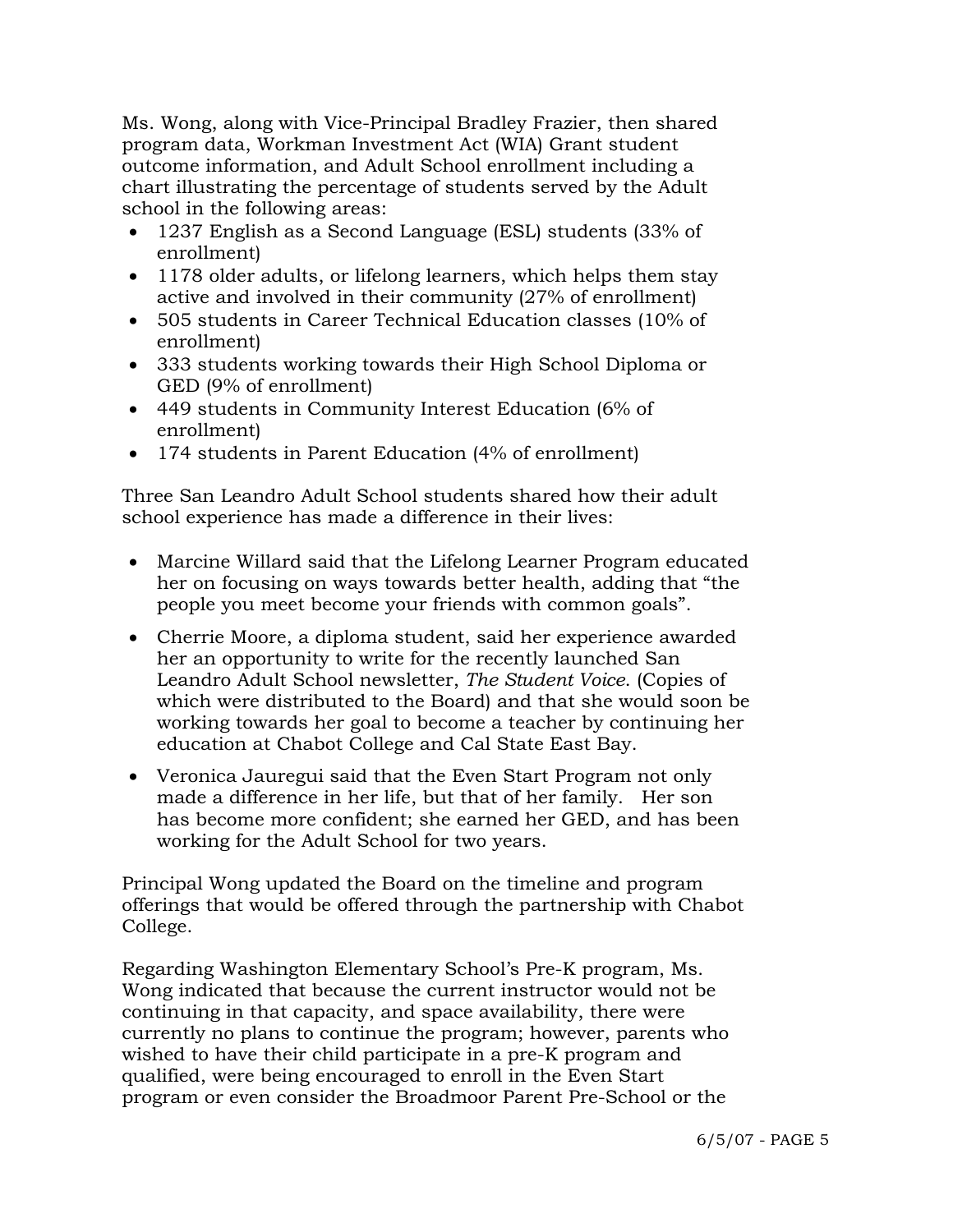Ms. Wong, along with Vice-Principal Bradley Frazier, then shared program data, Workman Investment Act (WIA) Grant student outcome information, and Adult School enrollment including a chart illustrating the percentage of students served by the Adult school in the following areas:

- 1237 English as a Second Language (ESL) students (33% of enrollment)
- 1178 older adults, or lifelong learners, which helps them stay active and involved in their community (27% of enrollment)
- 505 students in Career Technical Education classes (10% of enrollment)
- 333 students working towards their High School Diploma or GED (9% of enrollment)
- 449 students in Community Interest Education (6% of enrollment)
- 174 students in Parent Education (4% of enrollment)

Three San Leandro Adult School students shared how their adult school experience has made a difference in their lives:

- Marcine Willard said that the Lifelong Learner Program educated her on focusing on ways towards better health, adding that "the people you meet become your friends with common goals".
- Cherrie Moore, a diploma student, said her experience awarded her an opportunity to write for the recently launched San Leandro Adult School newsletter, *The Student Voice*. (Copies of which were distributed to the Board) and that she would soon be working towards her goal to become a teacher by continuing her education at Chabot College and Cal State East Bay.
- Veronica Jauregui said that the Even Start Program not only made a difference in her life, but that of her family. Her son has become more confident; she earned her GED, and has been working for the Adult School for two years.

Principal Wong updated the Board on the timeline and program offerings that would be offered through the partnership with Chabot College.

Regarding Washington Elementary School's Pre-K program, Ms. Wong indicated that because the current instructor would not be continuing in that capacity, and space availability, there were currently no plans to continue the program; however, parents who wished to have their child participate in a pre-K program and qualified, were being encouraged to enroll in the Even Start program or even consider the Broadmoor Parent Pre-School or the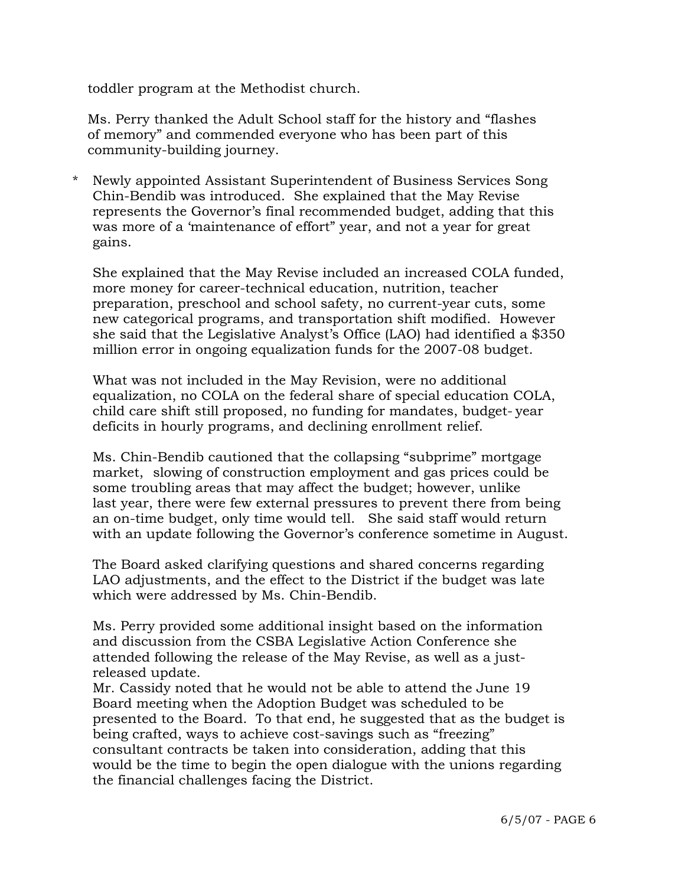toddler program at the Methodist church.

Ms. Perry thanked the Adult School staff for the history and "flashes of memory" and commended everyone who has been part of this community-building journey.

* Newly appointed Assistant Superintendent of Business Services Song Chin-Bendib was introduced. She explained that the May Revise represents the Governor's final recommended budget, adding that this was more of a 'maintenance of effort" year, and not a year for great gains.

  She explained that the May Revise included an increased COLA funded, more money for career-technical education, nutrition, teacher preparation, preschool and school safety, no current-year cuts, some new categorical programs, and transportation shift modified. However she said that the Legislative Analyst's Office (LAO) had identified a $350 million error in ongoing equalization funds for the 2007-08 budget.

  What was not included in the May Revision, were no additional equalization, no COLA on the federal share of special education COLA, child care shift still proposed, no funding for mandates, budget- year deficits in hourly programs, and declining enrollment relief.

  Ms. Chin-Bendib cautioned that the collapsing "subprime" mortgage market, slowing of construction employment and gas prices could be some troubling areas that may affect the budget; however, unlike last year, there were few external pressures to prevent there from being an on-time budget, only time would tell. She said staff would return with an update following the Governor's conference sometime in August.

  The Board asked clarifying questions and shared concerns regarding LAO adjustments, and the effect to the District if the budget was late which were addressed by Ms. Chin-Bendib.

  Ms. Perry provided some additional insight based on the information and discussion from the CSBA Legislative Action Conference she attended following the release of the May Revise, as well as a just-released update.
  Mr. Cassidy noted that he would not be able to attend the June 19 Board meeting when the Adoption Budget was scheduled to be presented to the Board. To that end, he suggested that as the budget is being crafted, ways to achieve cost-savings such as "freezing" consultant contracts be taken into consideration, adding that this would be the time to begin the open dialogue with the unions regarding the financial challenges facing the District.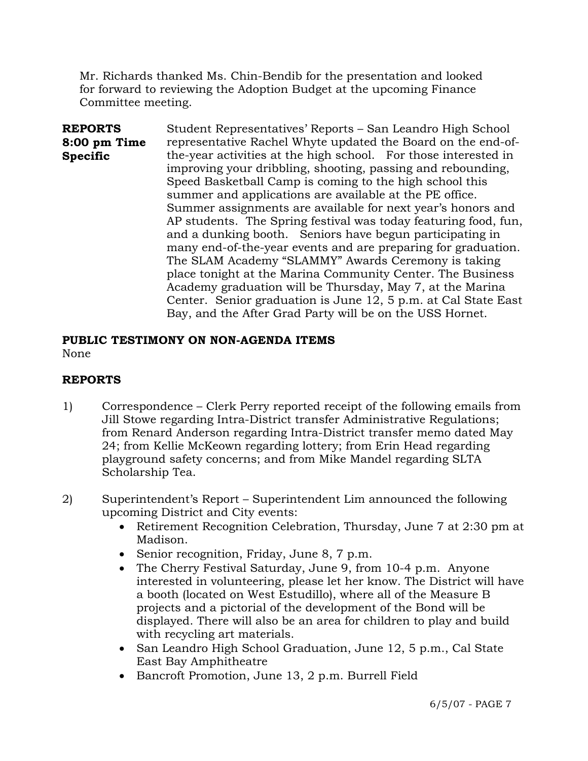Mr. Richards thanked Ms. Chin-Bendib for the presentation and looked for forward to reviewing the Adoption Budget at the upcoming Finance Committee meeting.

**REPORTS 8:00 pm Time Specific**

Student Representatives' Reports – San Leandro High School representative Rachel Whyte updated the Board on the end-of-the-year activities at the high school. For those interested in improving your dribbling, shooting, passing and rebounding, Speed Basketball Camp is coming to the high school this summer and applications are available at the PE office. Summer assignments are available for next year's honors and AP students. The Spring festival was today featuring food, fun, and a dunking booth. Seniors have begun participating in many end-of-the-year events and are preparing for graduation. The SLAM Academy "SLAMMY" Awards Ceremony is taking place tonight at the Marina Community Center. The Business Academy graduation will be Thursday, May 7, at the Marina Center. Senior graduation is June 12, 5 p.m. at Cal State East Bay, and the After Grad Party will be on the USS Hornet.

## PUBLIC TESTIMONY ON NON-AGENDA ITEMS

None

## REPORTS

1) Correspondence – Clerk Perry reported receipt of the following emails from Jill Stowe regarding Intra-District transfer Administrative Regulations; from Renard Anderson regarding Intra-District transfer memo dated May 24; from Kellie McKeown regarding lottery; from Erin Head regarding playground safety concerns; and from Mike Mandel regarding SLTA Scholarship Tea.

2) Superintendent's Report – Superintendent Lim announced the following upcoming District and City events:
   - Retirement Recognition Celebration, Thursday, June 7 at 2:30 pm at Madison.
   - Senior recognition, Friday, June 8, 7 p.m.
   - The Cherry Festival Saturday, June 9, from 10-4 p.m. Anyone interested in volunteering, please let her know. The District will have a booth (located on West Estudillo), where all of the Measure B projects and a pictorial of the development of the Bond will be displayed. There will also be an area for children to play and build with recycling art materials.
   - San Leandro High School Graduation, June 12, 5 p.m., Cal State East Bay Amphitheatre
   - Bancroft Promotion, June 13, 2 p.m. Burrell Field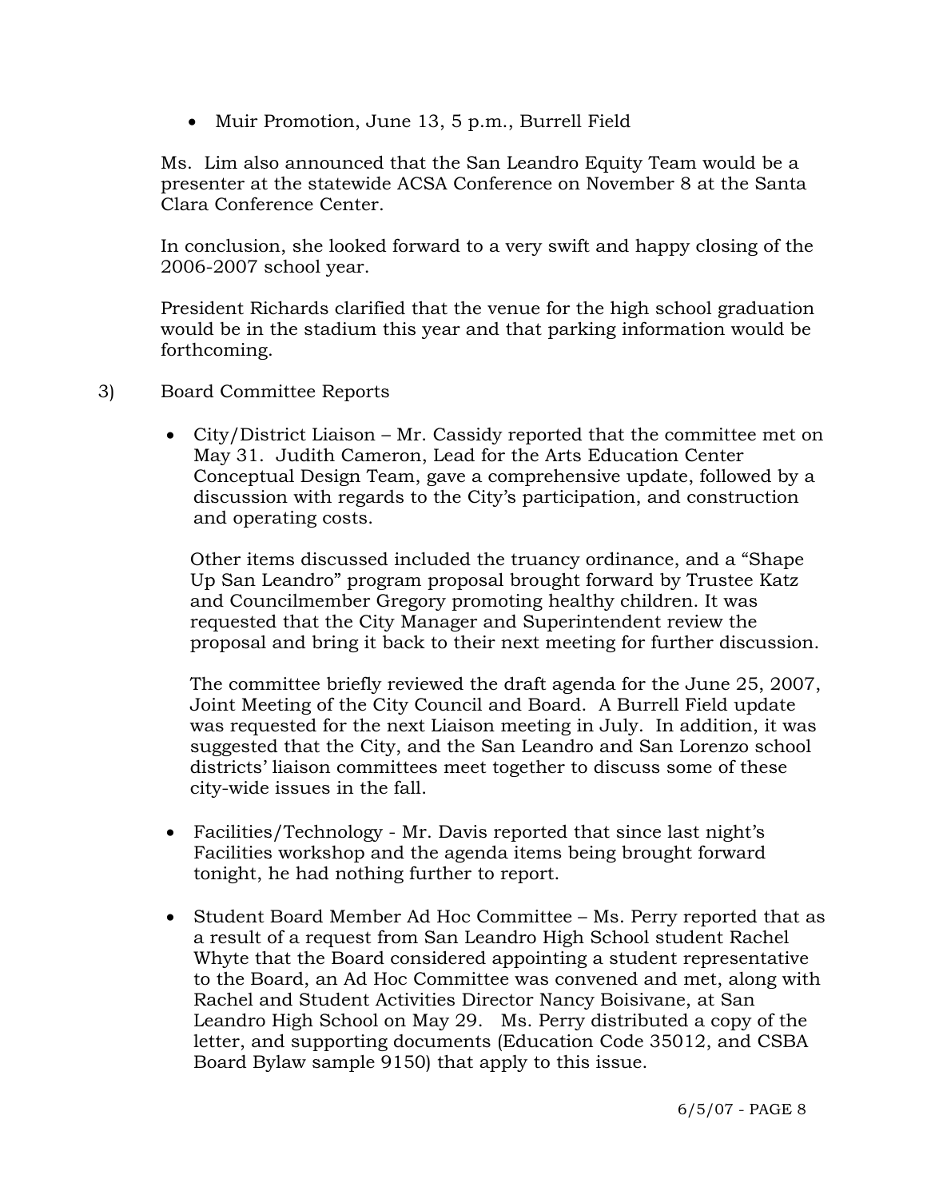- Muir Promotion, June 13, 5 p.m., Burrell Field

Ms. Lim also announced that the San Leandro Equity Team would be a presenter at the statewide ACSA Conference on November 8 at the Santa Clara Conference Center.

In conclusion, she looked forward to a very swift and happy closing of the 2006-2007 school year.

President Richards clarified that the venue for the high school graduation would be in the stadium this year and that parking information would be forthcoming.

3) Board Committee Reports

- City/District Liaison – Mr. Cassidy reported that the committee met on May 31. Judith Cameron, Lead for the Arts Education Center Conceptual Design Team, gave a comprehensive update, followed by a discussion with regards to the City's participation, and construction and operating costs.

  Other items discussed included the truancy ordinance, and a "Shape Up San Leandro" program proposal brought forward by Trustee Katz and Councilmember Gregory promoting healthy children. It was requested that the City Manager and Superintendent review the proposal and bring it back to their next meeting for further discussion.

  The committee briefly reviewed the draft agenda for the June 25, 2007, Joint Meeting of the City Council and Board. A Burrell Field update was requested for the next Liaison meeting in July. In addition, it was suggested that the City, and the San Leandro and San Lorenzo school districts' liaison committees meet together to discuss some of these city-wide issues in the fall.

- Facilities/Technology - Mr. Davis reported that since last night's Facilities workshop and the agenda items being brought forward tonight, he had nothing further to report.

- Student Board Member Ad Hoc Committee – Ms. Perry reported that as a result of a request from San Leandro High School student Rachel Whyte that the Board considered appointing a student representative to the Board, an Ad Hoc Committee was convened and met, along with Rachel and Student Activities Director Nancy Boisivane, at San Leandro High School on May 29. Ms. Perry distributed a copy of the letter, and supporting documents (Education Code 35012, and CSBA Board Bylaw sample 9150) that apply to this issue.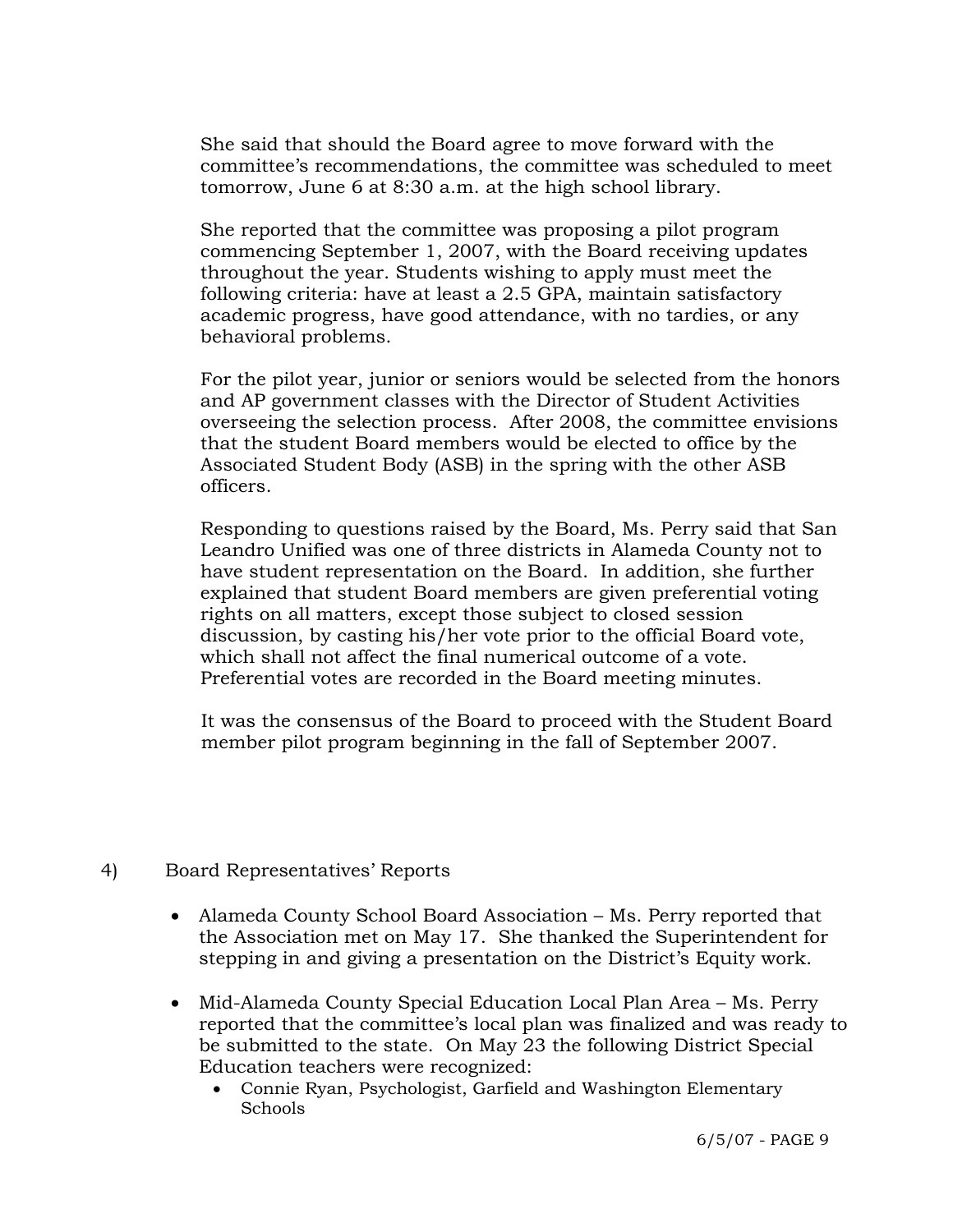She said that should the Board agree to move forward with the committee's recommendations, the committee was scheduled to meet tomorrow, June 6 at 8:30 a.m. at the high school library.

She reported that the committee was proposing a pilot program commencing September 1, 2007, with the Board receiving updates throughout the year. Students wishing to apply must meet the following criteria: have at least a 2.5 GPA, maintain satisfactory academic progress, have good attendance, with no tardies, or any behavioral problems.

For the pilot year, junior or seniors would be selected from the honors and AP government classes with the Director of Student Activities overseeing the selection process. After 2008, the committee envisions that the student Board members would be elected to office by the Associated Student Body (ASB) in the spring with the other ASB officers.

Responding to questions raised by the Board, Ms. Perry said that San Leandro Unified was one of three districts in Alameda County not to have student representation on the Board. In addition, she further explained that student Board members are given preferential voting rights on all matters, except those subject to closed session discussion, by casting his/her vote prior to the official Board vote, which shall not affect the final numerical outcome of a vote. Preferential votes are recorded in the Board meeting minutes.

It was the consensus of the Board to proceed with the Student Board member pilot program beginning in the fall of September 2007.

4) Board Representatives' Reports

- Alameda County School Board Association – Ms. Perry reported that the Association met on May 17. She thanked the Superintendent for stepping in and giving a presentation on the District's Equity work.
- Mid-Alameda County Special Education Local Plan Area – Ms. Perry reported that the committee's local plan was finalized and was ready to be submitted to the state. On May 23 the following District Special Education teachers were recognized:
  - Connie Ryan, Psychologist, Garfield and Washington Elementary Schools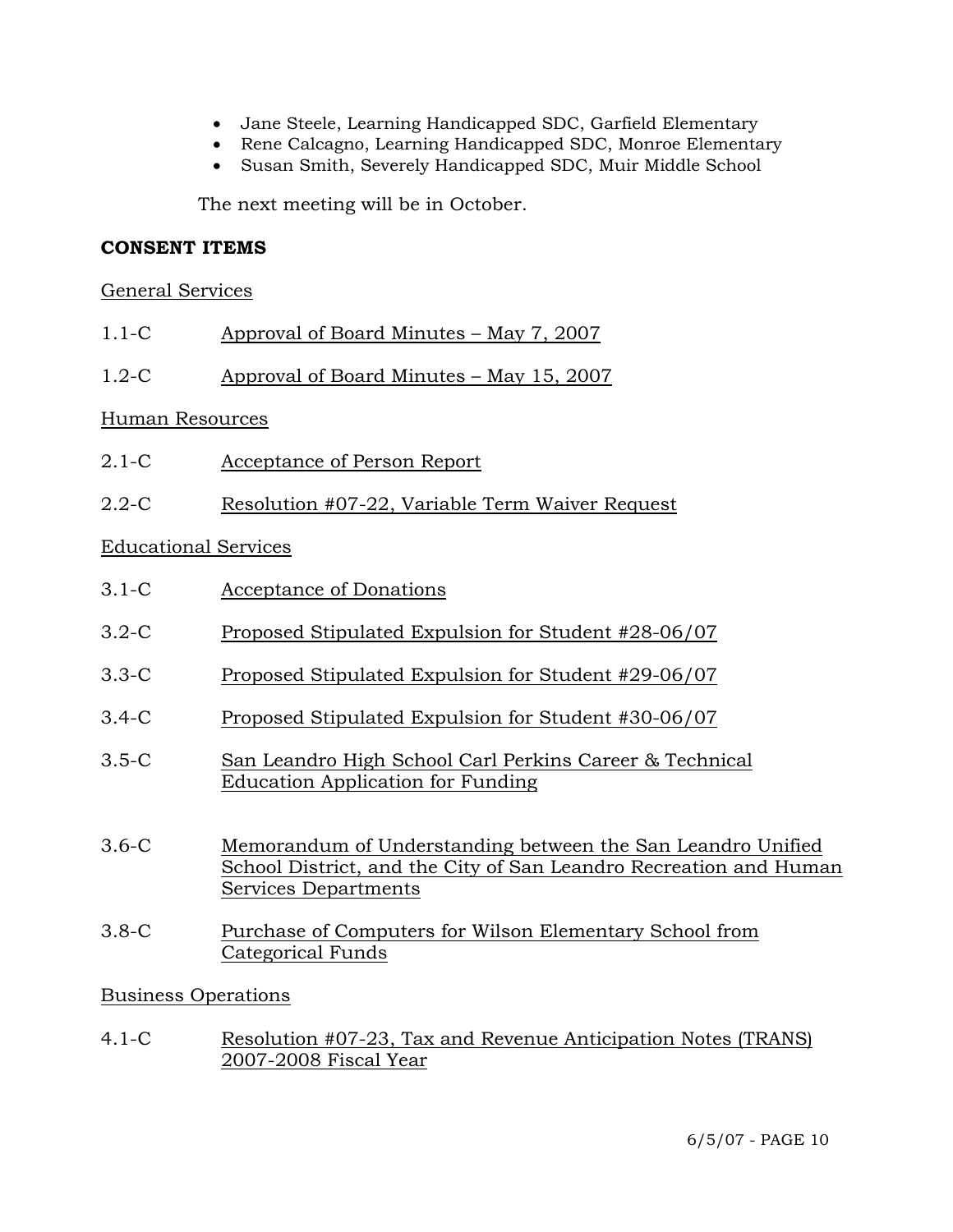- Jane Steele, Learning Handicapped SDC, Garfield Elementary
- Rene Calcagno, Learning Handicapped SDC, Monroe Elementary
- Susan Smith, Severely Handicapped SDC, Muir Middle School

The next meeting will be in October.

**CONSENT ITEMS**

General Services

1.1-C Approval of Board Minutes – May 7, 2007

1.2-C Approval of Board Minutes – May 15, 2007

Human Resources

2.1-C Acceptance of Person Report

2.2-C Resolution #07-22, Variable Term Waiver Request

Educational Services

3.1-C Acceptance of Donations

3.2-C Proposed Stipulated Expulsion for Student #28-06/07

3.3-C Proposed Stipulated Expulsion for Student #29-06/07

3.4-C Proposed Stipulated Expulsion for Student #30-06/07

3.5-C San Leandro High School Carl Perkins Career & Technical Education Application for Funding

3.6-C Memorandum of Understanding between the San Leandro Unified School District, and the City of San Leandro Recreation and Human Services Departments

3.8-C Purchase of Computers for Wilson Elementary School from Categorical Funds

Business Operations

4.1-C Resolution #07-23, Tax and Revenue Anticipation Notes (TRANS) 2007-2008 Fiscal Year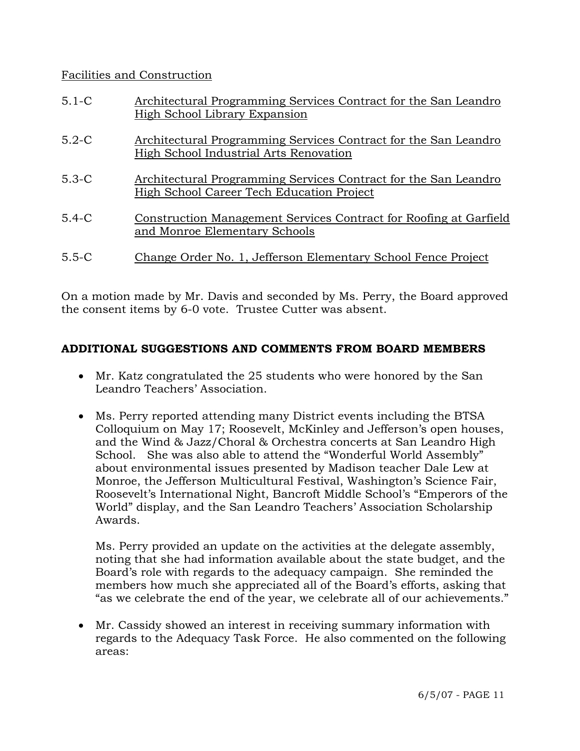Facilities and Construction

5.1-C Architectural Programming Services Contract for the San Leandro High School Library Expansion

5.2-C Architectural Programming Services Contract for the San Leandro High School Industrial Arts Renovation

5.3-C Architectural Programming Services Contract for the San Leandro High School Career Tech Education Project

5.4-C Construction Management Services Contract for Roofing at Garfield and Monroe Elementary Schools

5.5-C Change Order No. 1, Jefferson Elementary School Fence Project

On a motion made by Mr. Davis and seconded by Ms. Perry, the Board approved the consent items by 6-0 vote. Trustee Cutter was absent.

**ADDITIONAL SUGGESTIONS AND COMMENTS FROM BOARD MEMBERS**

- Mr. Katz congratulated the 25 students who were honored by the San Leandro Teachers' Association.

- Ms. Perry reported attending many District events including the BTSA Colloquium on May 17; Roosevelt, McKinley and Jefferson's open houses, and the Wind & Jazz/Choral & Orchestra concerts at San Leandro High School. She was also able to attend the "Wonderful World Assembly" about environmental issues presented by Madison teacher Dale Lew at Monroe, the Jefferson Multicultural Festival, Washington's Science Fair, Roosevelt's International Night, Bancroft Middle School's "Emperors of the World" display, and the San Leandro Teachers' Association Scholarship Awards.

  Ms. Perry provided an update on the activities at the delegate assembly, noting that she had information available about the state budget, and the Board's role with regards to the adequacy campaign. She reminded the members how much she appreciated all of the Board's efforts, asking that "as we celebrate the end of the year, we celebrate all of our achievements."

- Mr. Cassidy showed an interest in receiving summary information with regards to the Adequacy Task Force. He also commented on the following areas: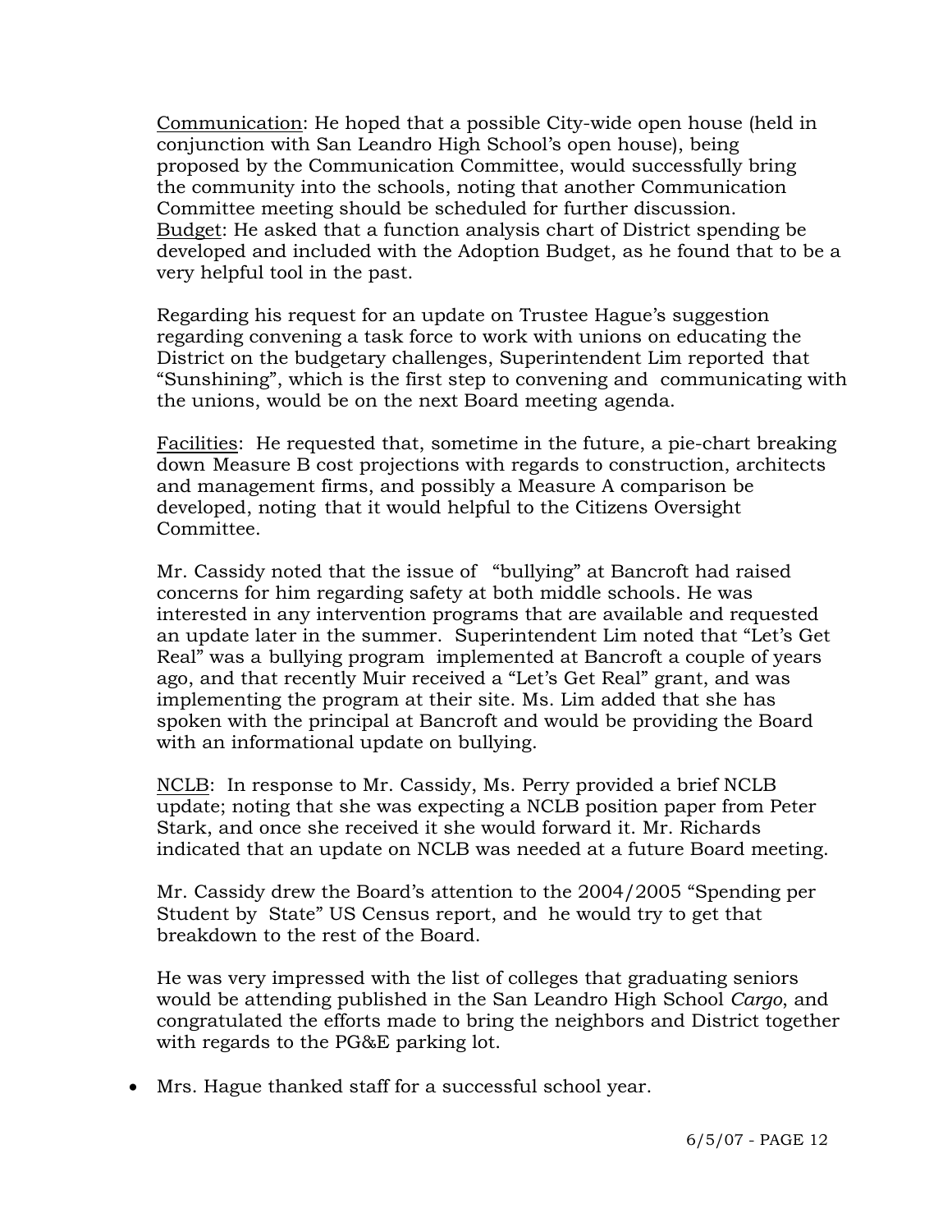Communication: He hoped that a possible City-wide open house (held in conjunction with San Leandro High School's open house), being proposed by the Communication Committee, would successfully bring the community into the schools, noting that another Communication Committee meeting should be scheduled for further discussion.
Budget: He asked that a function analysis chart of District spending be developed and included with the Adoption Budget, as he found that to be a very helpful tool in the past.

Regarding his request for an update on Trustee Hague's suggestion regarding convening a task force to work with unions on educating the District on the budgetary challenges, Superintendent Lim reported that "Sunshining", which is the first step to convening and communicating with the unions, would be on the next Board meeting agenda.

Facilities: He requested that, sometime in the future, a pie-chart breaking down Measure B cost projections with regards to construction, architects and management firms, and possibly a Measure A comparison be developed, noting that it would helpful to the Citizens Oversight Committee.

Mr. Cassidy noted that the issue of "bullying" at Bancroft had raised concerns for him regarding safety at both middle schools. He was interested in any intervention programs that are available and requested an update later in the summer. Superintendent Lim noted that "Let's Get Real" was a bullying program implemented at Bancroft a couple of years ago, and that recently Muir received a "Let's Get Real" grant, and was implementing the program at their site. Ms. Lim added that she has spoken with the principal at Bancroft and would be providing the Board with an informational update on bullying.

NCLB: In response to Mr. Cassidy, Ms. Perry provided a brief NCLB update; noting that she was expecting a NCLB position paper from Peter Stark, and once she received it she would forward it. Mr. Richards indicated that an update on NCLB was needed at a future Board meeting.

Mr. Cassidy drew the Board's attention to the 2004/2005 "Spending per Student by State" US Census report, and he would try to get that breakdown to the rest of the Board.

He was very impressed with the list of colleges that graduating seniors would be attending published in the San Leandro High School *Cargo*, and congratulated the efforts made to bring the neighbors and District together with regards to the PG&E parking lot.

- Mrs. Hague thanked staff for a successful school year.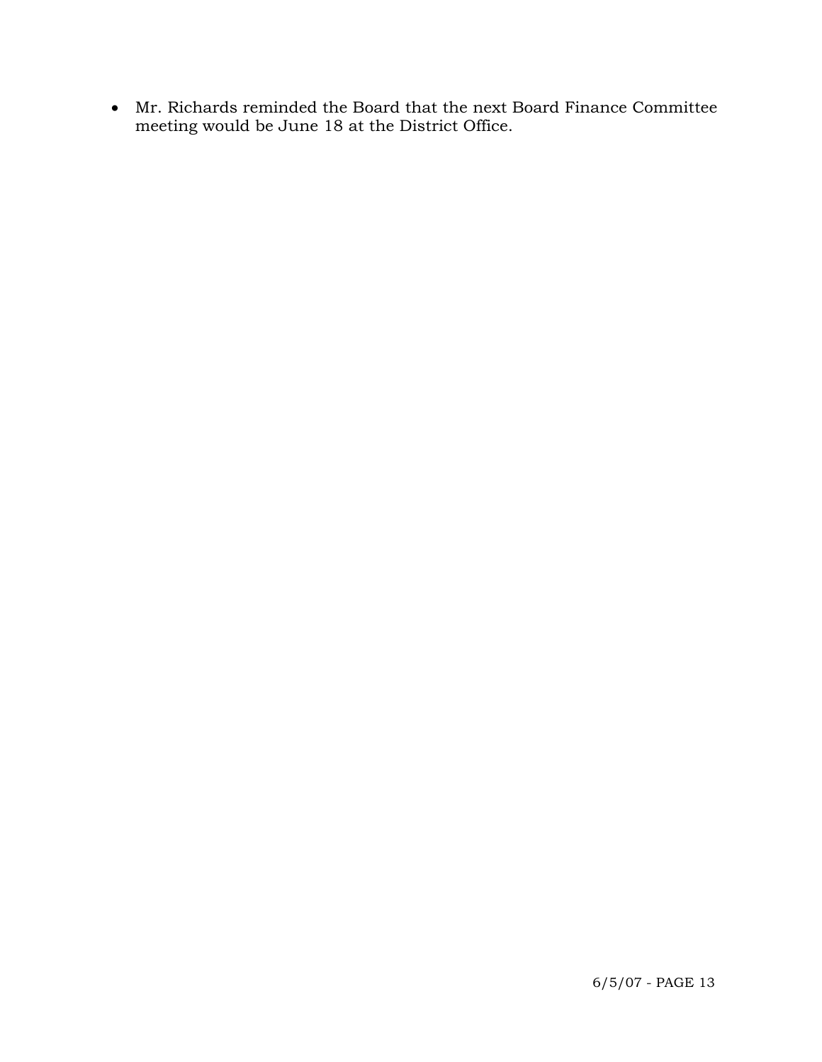- Mr. Richards reminded the Board that the next Board Finance Committee meeting would be June 18 at the District Office.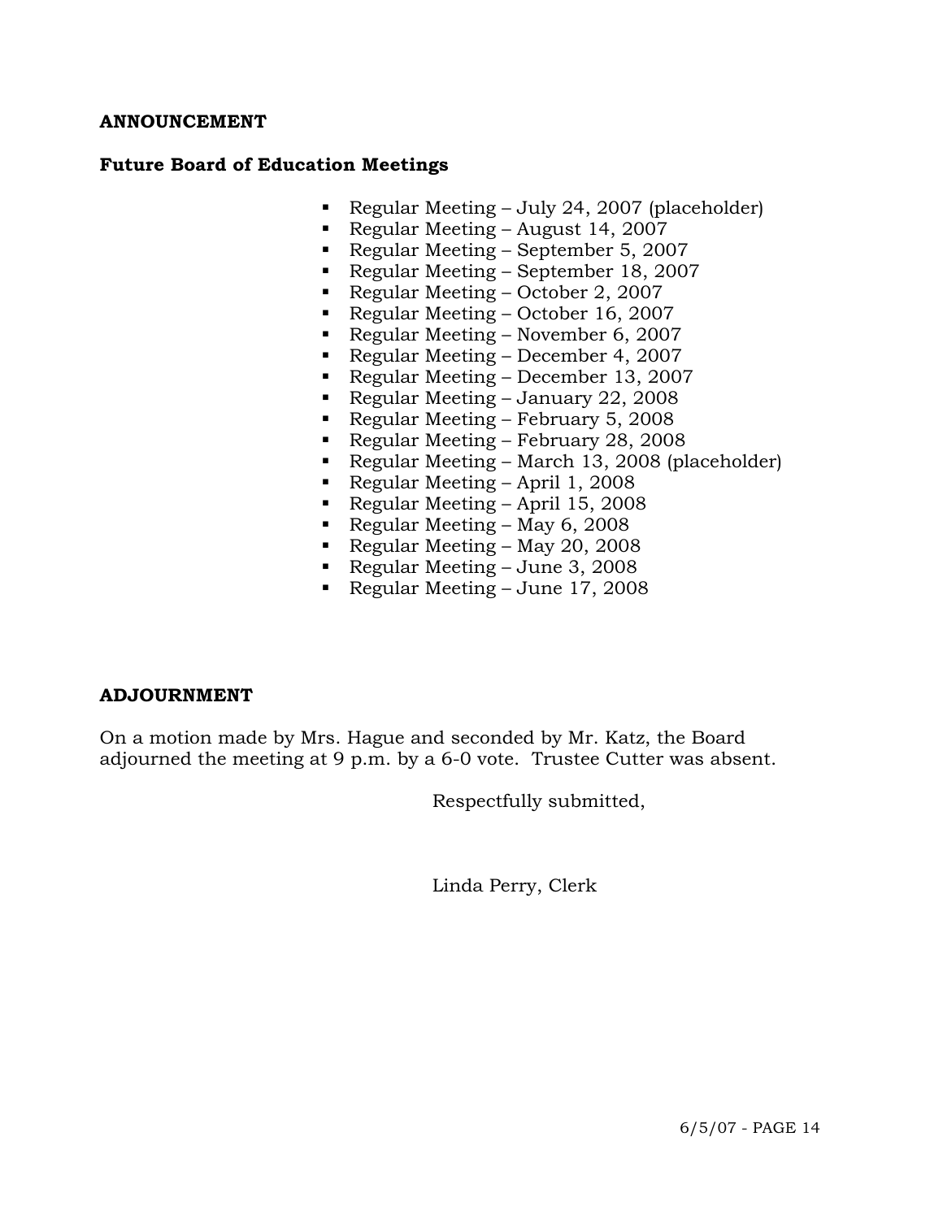**ANNOUNCEMENT**

**Future Board of Education Meetings**

- Regular Meeting – July 24, 2007 (placeholder)
- Regular Meeting – August 14, 2007
- Regular Meeting – September 5, 2007
- Regular Meeting – September 18, 2007
- Regular Meeting – October 2, 2007
- Regular Meeting – October 16, 2007
- Regular Meeting – November 6, 2007
- Regular Meeting – December 4, 2007
- Regular Meeting – December 13, 2007
- Regular Meeting – January 22, 2008
- Regular Meeting – February 5, 2008
- Regular Meeting – February 28, 2008
- Regular Meeting – March 13, 2008 (placeholder)
- Regular Meeting – April 1, 2008
- Regular Meeting – April 15, 2008
- Regular Meeting – May 6, 2008
- Regular Meeting – May 20, 2008
- Regular Meeting – June 3, 2008
- Regular Meeting – June 17, 2008

**ADJOURNMENT**

On a motion made by Mrs. Hague and seconded by Mr. Katz, the Board adjourned the meeting at 9 p.m. by a 6-0 vote. Trustee Cutter was absent.

Respectfully submitted,

Linda Perry, Clerk